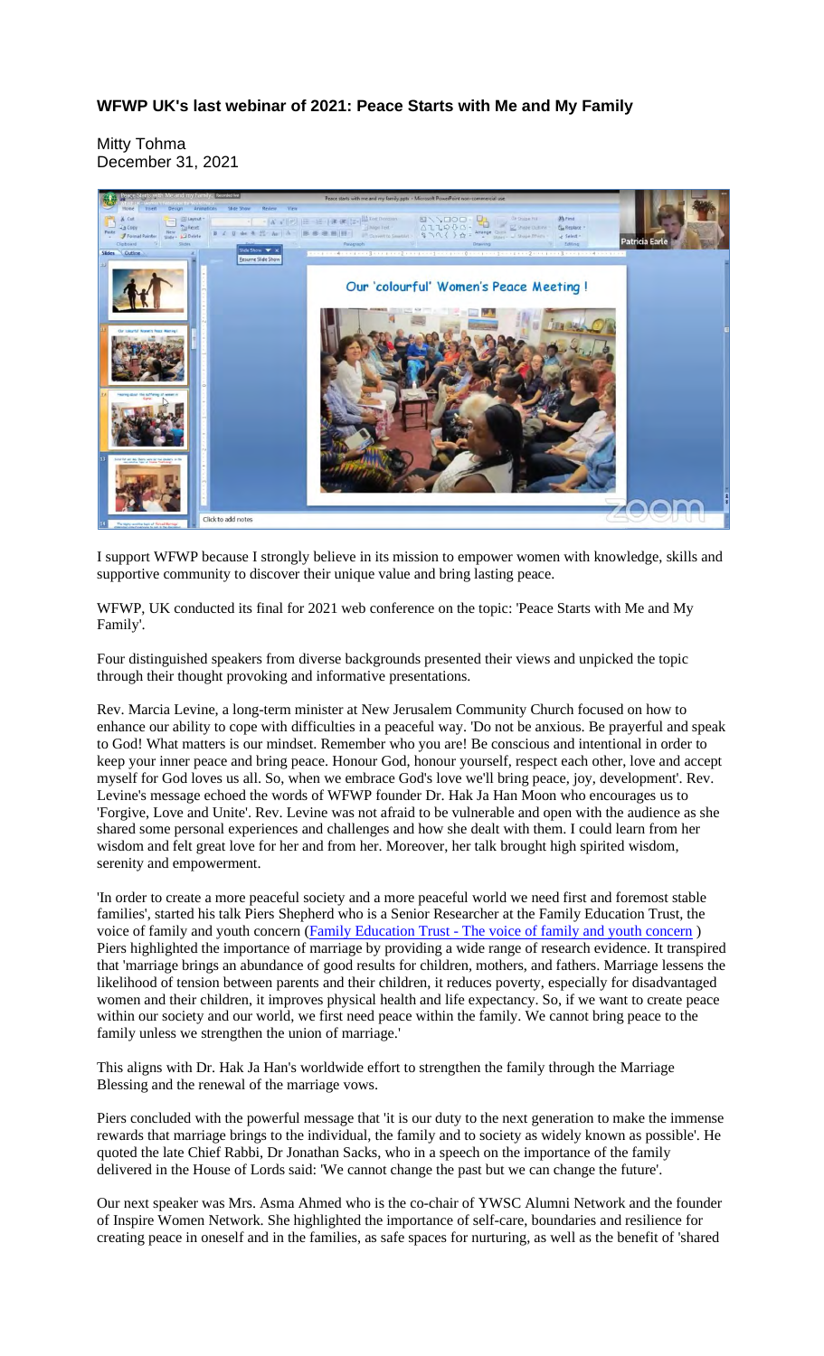## WFWP UK's last webinar of 2021: Peace Starts with Me and My Family

Mitty Tohma
December 31, 2021

I support WFWP because I strongly believe in its mission to empower women with knowledge, skills and supportive community to discover their unique value and bring lasting peace.

WFWP, UK conducted its final for 2021 web conference on the topic: 'Peace Starts with Me and My Family'.

Four distinguished speakers from diverse backgrounds presented their views and unpicked the topic through their thought provoking and informative presentations.

Rev. Marcia Levine, a long-term minister at New Jerusalem Community Church focused on how to enhance our ability to cope with difficulties in a peaceful way. 'Do not be anxious. Be prayerful and speak to God! What matters is our mindset. Remember who you are! Be conscious and intentional in order to keep your inner peace and bring peace. Honour God, honour yourself, respect each other, love and accept myself for God loves us all. So, when we embrace God's love we'll bring peace, joy, development'. Rev. Levine's message echoed the words of WFWP founder Dr. Hak Ja Han Moon who encourages us to 'Forgive, Love and Unite'. Rev. Levine was not afraid to be vulnerable and open with the audience as she shared some personal experiences and challenges and how she dealt with them. I could learn from her wisdom and felt great love for her and from her. Moreover, her talk brought high spirited wisdom, serenity and empowerment.

'In order to create a more peaceful society and a more peaceful world we need first and foremost stable families', started his talk Piers Shepherd who is a Senior Researcher at the Family Education Trust, the voice of family and youth concern ([Family Education Trust - The voice of family and youth concern]) Piers highlighted the importance of marriage by providing a wide range of research evidence. It transpired that 'marriage brings an abundance of good results for children, mothers, and fathers. Marriage lessens the likelihood of tension between parents and their children, it reduces poverty, especially for disadvantaged women and their children, it improves physical health and life expectancy. So, if we want to create peace within our society and our world, we first need peace within the family. We cannot bring peace to the family unless we strengthen the union of marriage.'

This aligns with Dr. Hak Ja Han's worldwide effort to strengthen the family through the Marriage Blessing and the renewal of the marriage vows.

Piers concluded with the powerful message that 'it is our duty to the next generation to make the immense rewards that marriage brings to the individual, the family and to society as widely known as possible'. He quoted the late Chief Rabbi, Dr Jonathan Sacks, who in a speech on the importance of the family delivered in the House of Lords said: 'We cannot change the past but we can change the future'.

Our next speaker was Mrs. Asma Ahmed who is the co-chair of YWSC Alumni Network and the founder of Inspire Women Network. She highlighted the importance of self-care, boundaries and resilience for creating peace in oneself and in the families, as safe spaces for nurturing, as well as the benefit of 'shared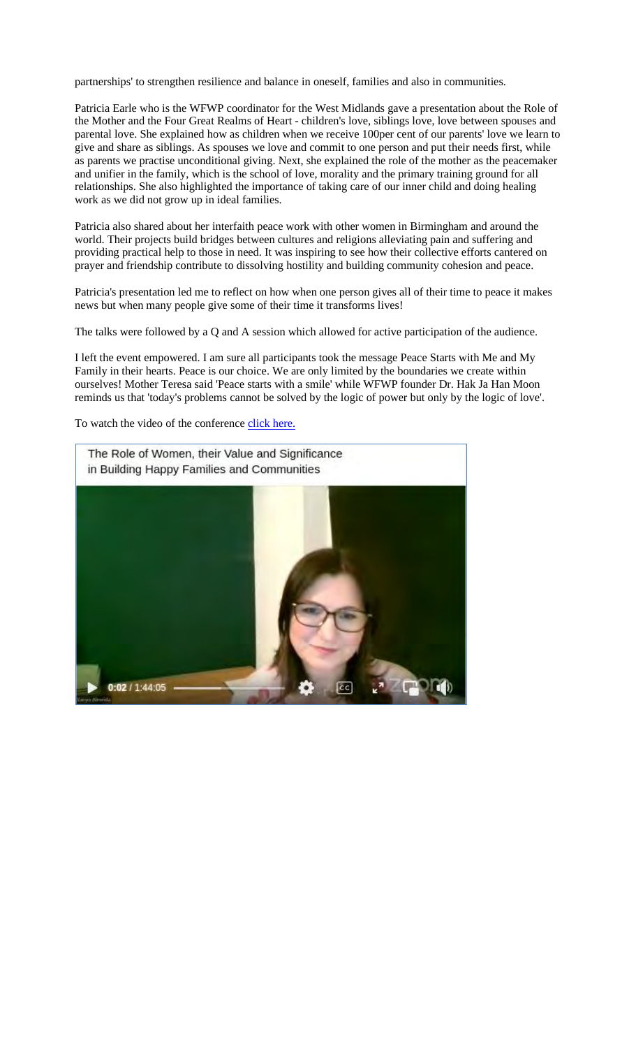partnerships' to strengthen resilience and balance in oneself, families and also in communities.

Patricia Earle who is the WFWP coordinator for the West Midlands gave a presentation about the Role of the Mother and the Four Great Realms of Heart - children's love, siblings love, love between spouses and parental love. She explained how as children when we receive 100per cent of our parents' love we learn to give and share as siblings. As spouses we love and commit to one person and put their needs first, while as parents we practise unconditional giving. Next, she explained the role of the mother as the peacemaker and unifier in the family, which is the school of love, morality and the primary training ground for all relationships. She also highlighted the importance of taking care of our inner child and doing healing work as we did not grow up in ideal families.

Patricia also shared about her interfaith peace work with other women in Birmingham and around the world. Their projects build bridges between cultures and religions alleviating pain and suffering and providing practical help to those in need. It was inspiring to see how their collective efforts cantered on prayer and friendship contribute to dissolving hostility and building community cohesion and peace.

Patricia's presentation led me to reflect on how when one person gives all of their time to peace it makes news but when many people give some of their time it transforms lives!

The talks were followed by a Q and A session which allowed for active participation of the audience.

I left the event empowered. I am sure all participants took the message Peace Starts with Me and My Family in their hearts. Peace is our choice. We are only limited by the boundaries we create within ourselves! Mother Teresa said 'Peace starts with a smile' while WFWP founder Dr. Hak Ja Han Moon reminds us that 'today's problems cannot be solved by the logic of power but only by the logic of love'.

To watch the video of the conference [click here.]

The Role of Women, their Value and Significance in Building Happy Families and Communities